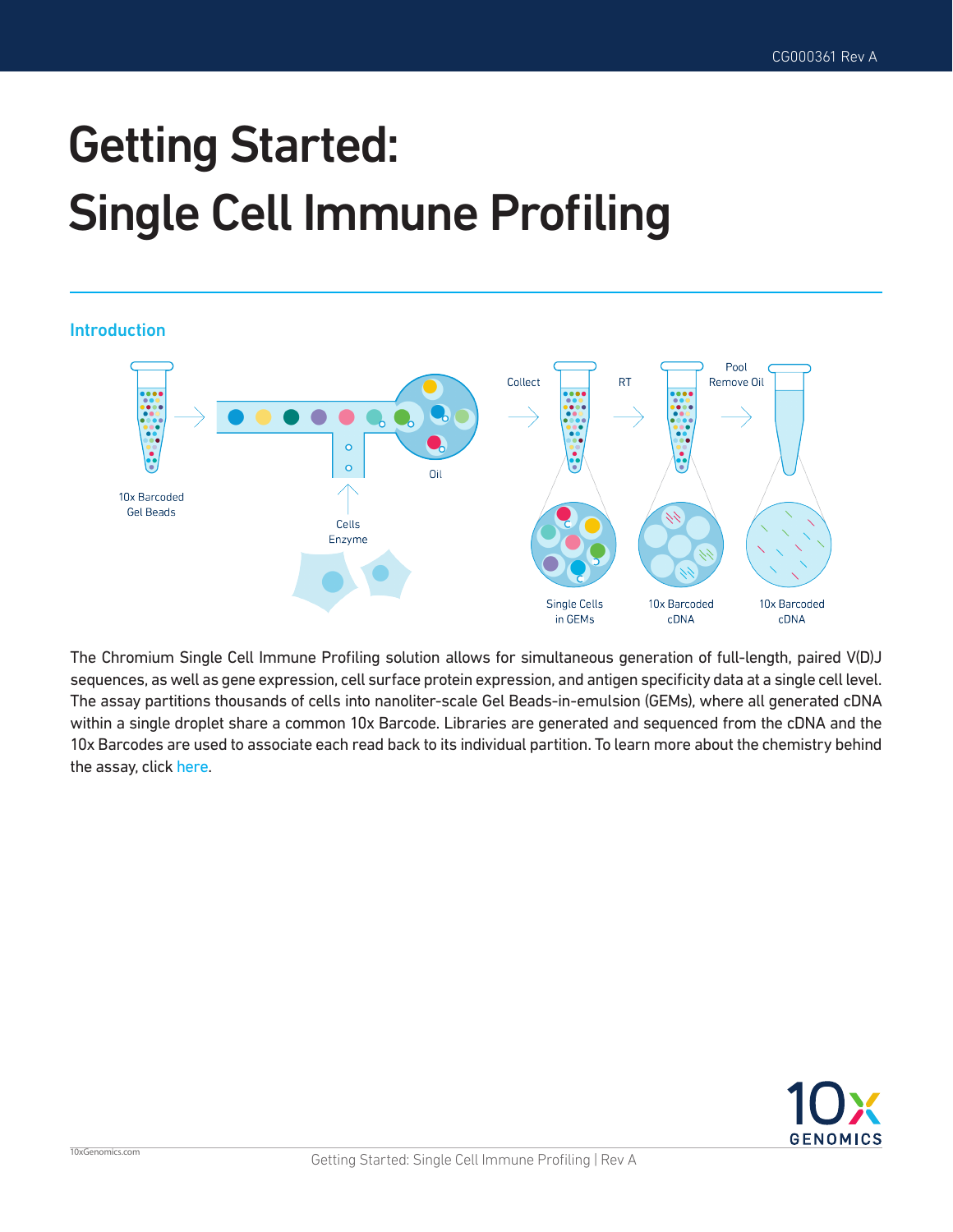# Getting Started: Single Cell Immune Profiling

## Introduction

10x Barcoded Gel Beads

Cells Enzyme

Oil

Collect

RT

Pool Remove Oil

Single Cells in GEMs

10x Barcoded cDNA

10x Barcoded cDNA

The Chromium Single Cell Immune Profiling solution allows for simultaneous generation of full-length, paired V(D)J sequences, as well as gene expression, cell surface protein expression, and antigen specificity data at a single cell level. The assay partitions thousands of cells into nanoliter-scale Gel Beads-in-emulsion (GEMs), where all generated cDNA within a single droplet share a common 10x Barcode. Libraries are generated and sequenced from the cDNA and the 10x Barcodes are used to associate each read back to its individual partition. To learn more about the chemistry behind the assay, click here.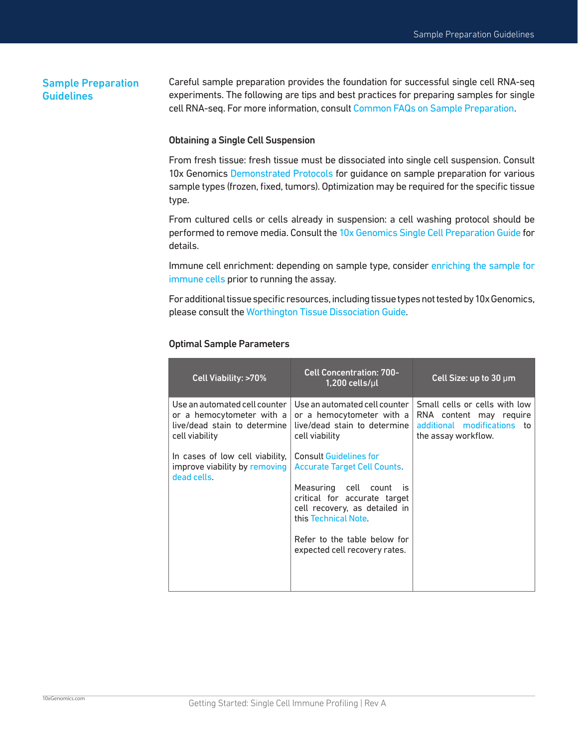## Sample Preparation Guidelines

Careful sample preparation provides the foundation for successful single cell RNA-seq experiments. The following are tips and best practices for preparing samples for single cell RNA-seq. For more information, consult Common FAQs on Sample Preparation.

### Obtaining a Single Cell Suspension

From fresh tissue: fresh tissue must be dissociated into single cell suspension. Consult 10x Genomics Demonstrated Protocols for guidance on sample preparation for various sample types (frozen, fixed, tumors). Optimization may be required for the specific tissue type.

From cultured cells or cells already in suspension: a cell washing protocol should be performed to remove media. Consult the 10x Genomics Single Cell Preparation Guide for details.

Immune cell enrichment: depending on sample type, consider enriching the sample for immune cells prior to running the assay.

For additional tissue specific resources, including tissue types not tested by 10x Genomics, please consult the Worthington Tissue Dissociation Guide.

### Optimal Sample Parameters

| Cell Viability: >70% | Cell Concentration: 700-1,200 cells/μl | Cell Size: up to 30 μm |
|---|---|---|
| Use an automated cell counter or a hemocytometer with a live/dead stain to determine cell viability<br><br>In cases of low cell viability, improve viability by removing dead cells. | Use an automated cell counter or a hemocytometer with a live/dead stain to determine cell viability<br><br>Consult Guidelines for Accurate Target Cell Counts.<br><br>Measuring cell count is critical for accurate target cell recovery, as detailed in this Technical Note.<br><br>Refer to the table below for expected cell recovery rates. | Small cells or cells with low RNA content may require additional modifications to the assay workflow. |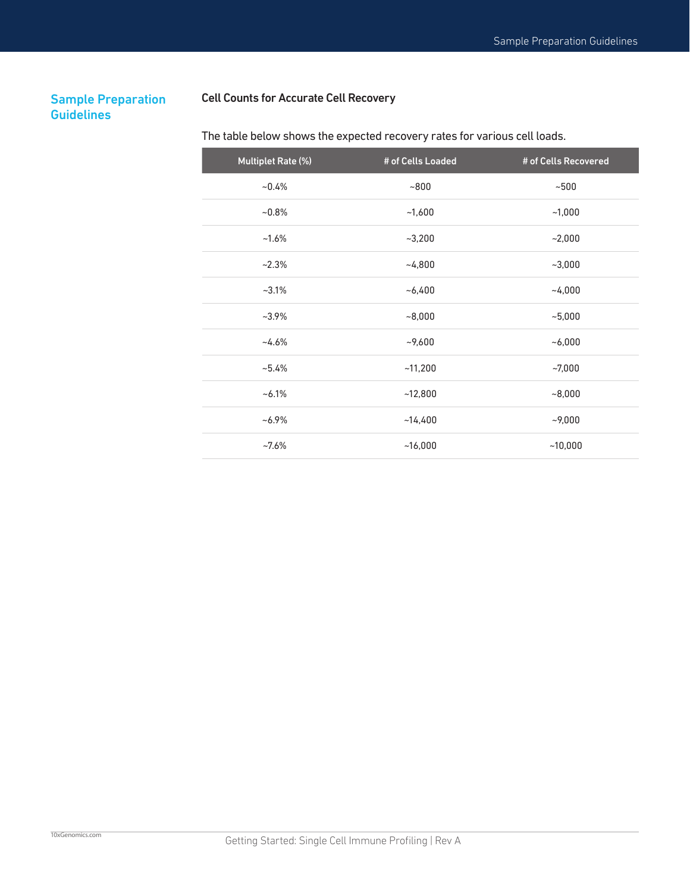## Sample Preparation Guidelines

### Cell Counts for Accurate Cell Recovery

The table below shows the expected recovery rates for various cell loads.

| Multiplet Rate (%) | # of Cells Loaded | # of Cells Recovered |
| --- | --- | --- |
| ~0.4% | ~800 | ~500 |
| ~0.8% | ~1,600 | ~1,000 |
| ~1.6% | ~3,200 | ~2,000 |
| ~2.3% | ~4,800 | ~3,000 |
| ~3.1% | ~6,400 | ~4,000 |
| ~3.9% | ~8,000 | ~5,000 |
| ~4.6% | ~9,600 | ~6,000 |
| ~5.4% | ~11,200 | ~7,000 |
| ~6.1% | ~12,800 | ~8,000 |
| ~6.9% | ~14,400 | ~9,000 |
| ~7.6% | ~16,000 | ~10,000 |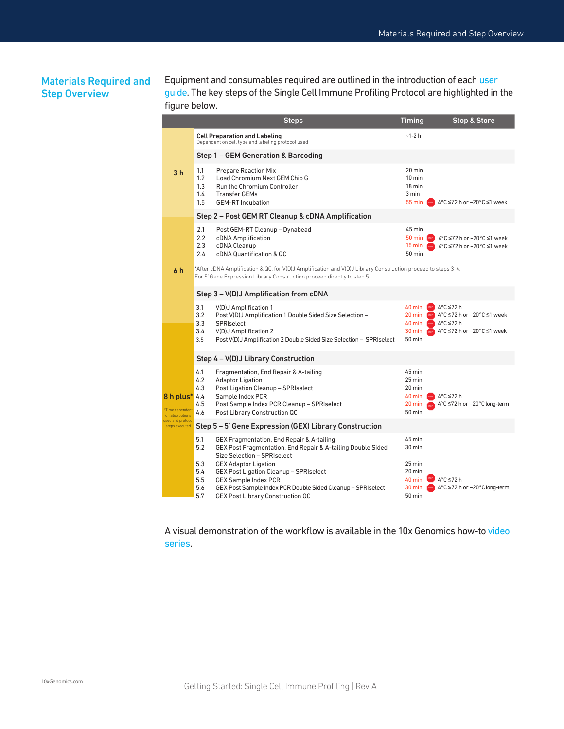## Materials Required and Step Overview

Equipment and consumables required are outlined in the introduction of each user guide. The key steps of the Single Cell Immune Profiling Protocol are highlighted in the figure below.

| | | Steps | Timing | Stop & Store |
|---|---|---|---|---|
| 3 h | | **Cell Preparation and Labeling** Dependent on cell type and labeling protocol used | ~1-2 h | |
| | | **Step 1 – GEM Generation & Barcoding** | | |
| | 1.1 | Prepare Reaction Mix | 20 min | |
| | 1.2 | Load Chromium Next GEM Chip G | 10 min | |
| | 1.3 | Run the Chromium Controller | 18 min | |
| | 1.4 | Transfer GEMs | 3 min | |
| | 1.5 | GEM-RT Incubation | 55 min | STOP 4°C ≤72 h or −20°C ≤1 week |
| 6 h | | **Step 2 – Post GEM RT Cleanup & cDNA Amplification** | | |
| | 2.1 | Post GEM-RT Cleanup – Dynabead | 45 min | |
| | 2.2 | cDNA Amplification | 50 min | STOP 4°C ≤72 h or −20°C ≤1 week |
| | 2.3 | cDNA Cleanup | 15 min | STOP 4°C ≤72 h or −20°C ≤1 week |
| | 2.4 | cDNA Quantification & QC | 50 min | |
| | | *After cDNA Amplification & QC, for V(D)J Amplification and V(D)J Library Construction proceed to steps 3-4. For 5' Gene Expression Library Construction proceed directly to step 5. | | |
| | | **Step 3 – V(D)J Amplification from cDNA** | | |
| | 3.1 | V(D)J Amplification 1 | 40 min | STOP 4°C ≤72 h |
| | 3.2 | Post V(D)J Amplification 1 Double Sided Size Selection – | 20 min | STOP 4°C ≤72 h or −20°C ≤1 week |
| | 3.3 | SPRIselect | 40 min | STOP 4°C ≤72 h |
| 8 h plus* (*Time dependent on Stop options used and protocol steps executed) | 3.4 | V(D)J Amplification 2 | 30 min | STOP 4°C ≤72 h or −20°C ≤1 week |
| | 3.5 | Post V(D)J Amplification 2 Double Sided Size Selection – SPRIselect | 50 min | |
| | | **Step 4 – V(D)J Library Construction** | | |
| | 4.1 | Fragmentation, End Repair & A-tailing | 45 min | |
| | 4.2 | Adaptor Ligation | 25 min | |
| | 4.3 | Post Ligation Cleanup – SPRIselect | 20 min | |
| | 4.4 | Sample Index PCR | 40 min | STOP 4°C ≤72 h |
| | 4.5 | Post Sample Index PCR Cleanup – SPRIselect | 20 min | STOP 4°C ≤72 h or −20°C long-term |
| | 4.6 | Post Library Construction QC | 50 min | |
| | | **Step 5 – 5' Gene Expression (GEX) Library Construction** | | |
| | 5.1 | GEX Fragmentation, End Repair & A-tailing | 45 min | |
| | 5.2 | GEX Post Fragmentation, End Repair & A-tailing Double Sided Size Selection – SPRIselect | 30 min | |
| | 5.3 | GEX Adaptor Ligation | 25 min | |
| | 5.4 | GEX Post Ligation Cleanup – SPRIselect | 20 min | |
| | 5.5 | GEX Sample Index PCR | 40 min | STOP 4°C ≤72 h |
| | 5.6 | GEX Post Sample Index PCR Double Sided Cleanup – SPRIselect | 30 min | STOP 4°C ≤72 h or −20°C long-term |
| | 5.7 | GEX Post Library Construction QC | 50 min | |

A visual demonstration of the workflow is available in the 10x Genomics how-to video series.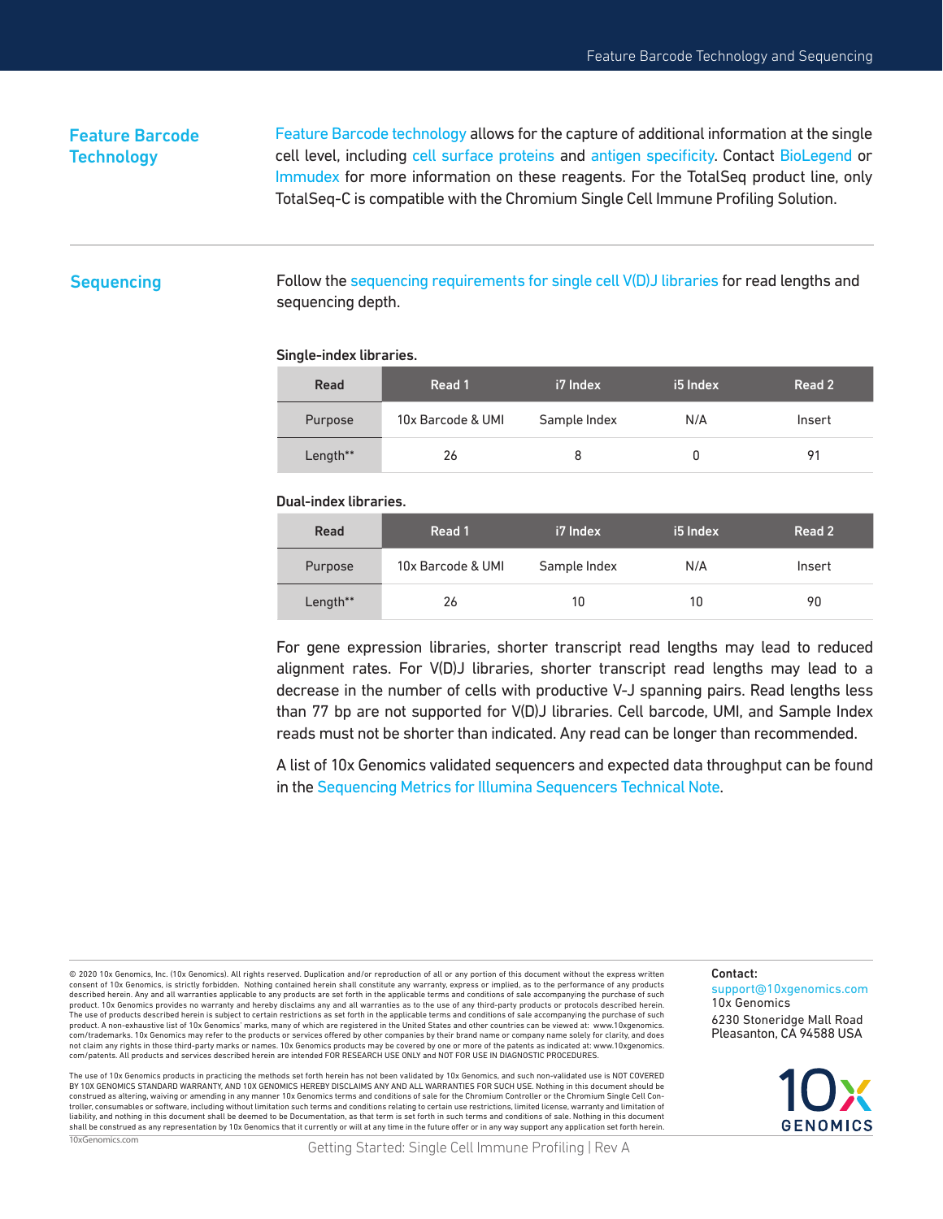## Feature Barcode Technology

Feature Barcode technology allows for the capture of additional information at the single cell level, including cell surface proteins and antigen specificity. Contact BioLegend or Immudex for more information on these reagents. For the TotalSeq product line, only TotalSeq-C is compatible with the Chromium Single Cell Immune Profiling Solution.

## Sequencing

Follow the sequencing requirements for single cell V(D)J libraries for read lengths and sequencing depth.

**Single-index libraries.**

| Read | Read 1 | i7 Index | i5 Index | Read 2 |
|---|---|---|---|---|
| Purpose | 10x Barcode & UMI | Sample Index | N/A | Insert |
| Length** | 26 | 8 | 0 | 91 |

**Dual-index libraries.**

| Read | Read 1 | i7 Index | i5 Index | Read 2 |
|---|---|---|---|---|
| Purpose | 10x Barcode & UMI | Sample Index | N/A | Insert |
| Length** | 26 | 10 | 10 | 90 |

For gene expression libraries, shorter transcript read lengths may lead to reduced alignment rates. For V(D)J libraries, shorter transcript read lengths may lead to a decrease in the number of cells with productive V-J spanning pairs. Read lengths less than 77 bp are not supported for V(D)J libraries. Cell barcode, UMI, and Sample Index reads must not be shorter than indicated. Any read can be longer than recommended.

A list of 10x Genomics validated sequencers and expected data throughput can be found in the Sequencing Metrics for Illumina Sequencers Technical Note.

© 2020 10x Genomics, Inc. (10x Genomics). All rights reserved. Duplication and/or reproduction of all or any portion of this document without the express written consent of 10x Genomics, is strictly forbidden. Nothing contained herein shall constitute any warranty, express or implied, as to the performance of any products described herein. Any and all warranties applicable to any products are set forth in the applicable terms and conditions of sale accompanying the purchase of such product. 10x Genomics provides no warranty and hereby disclaims any and all warranties as to the use of any third-party products or protocols described herein. The use of products described herein is subject to certain restrictions as set forth in the applicable terms and conditions of sale accompanying the purchase of such product. A non-exhaustive list of 10x Genomics' marks, many of which are registered in the United States and other countries can be viewed at: www.10xgenomics.com/trademarks. 10x Genomics may refer to the products or services offered by other companies by their brand name or company name solely for clarity, and does not claim any rights in those third-party marks or names. 10x Genomics products may be covered by one or more of the patents as indicated at: www.10xgenomics.com/patents. All products and services described herein are intended FOR RESEARCH USE ONLY and NOT FOR USE IN DIAGNOSTIC PROCEDURES.

The use of 10x Genomics products in practicing the methods set forth herein has not been validated by 10x Genomics, and such non-validated use is NOT COVERED BY 10X GENOMICS STANDARD WARRANTY, AND 10X GENOMICS HEREBY DISCLAIMS ANY AND ALL WARRANTIES FOR SUCH USE. Nothing in this document should be construed as altering, waiving or amending in any manner 10x Genomics terms and conditions of sale for the Chromium Controller or the Chromium Single Cell Controller, consumables or software, including without limitation such terms and conditions relating to certain use restrictions, limited license, warranty and limitation of liability, and nothing in this document shall be deemed to be Documentation, as that term is set forth in such terms and conditions of sale. Nothing in this document shall be construed as any representation by 10x Genomics that it currently or will at any time in the future offer or in any way support any application set forth herein.

**Contact:**
support@10xgenomics.com
10x Genomics
6230 Stoneridge Mall Road
Pleasanton, CA 94588 USA